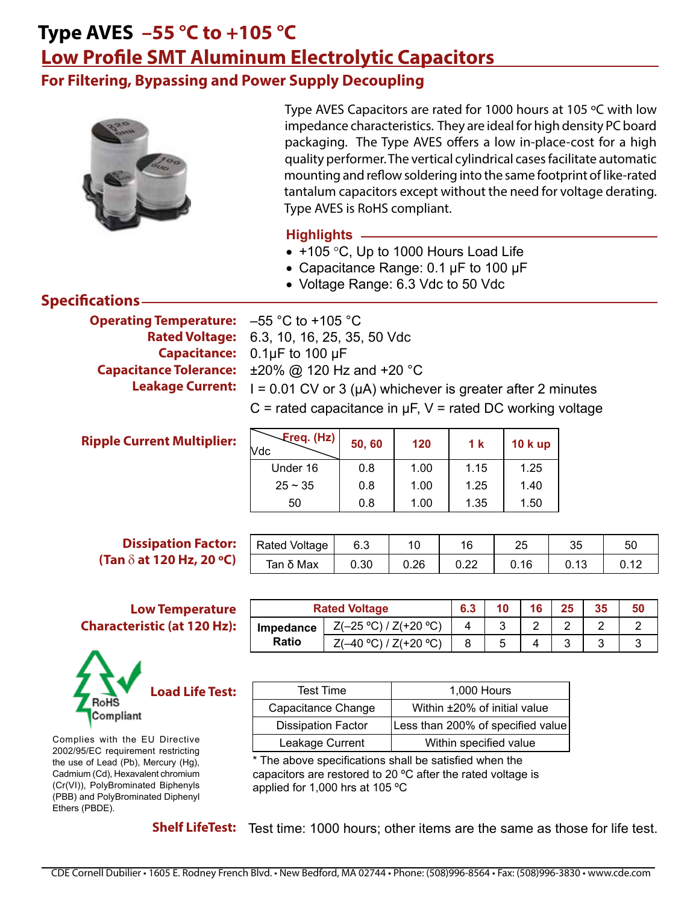# Type AVES –55 °C to +105 °C

## Low Profile SMT Aluminum Electrolytic Capacitors

### For Filtering, Bypassing and Power Supply Decoupling

Type AVES Capacitors are rated for 1000 hours at 105 ºC with low impedance characteristics. They are ideal for high density PC board packaging. The Type AVES offers a low in-place-cost for a high quality performer. The vertical cylindrical cases facilitate automatic mounting and reflow soldering into the same footprint of like-rated tantalum capacitors except without the need for voltage derating. Type AVES is RoHS compliant.

### Highlights

- +105 °C, Up to 1000 Hours Load Life
- Capacitance Range: 0.1 µF to 100 µF
- Voltage Range: 6.3 Vdc to 50 Vdc

## Specifications

**Operating Temperature:** –55 °C to +105 °C

**Rated Voltage:** 6.3, 10, 16, 25, 35, 50 Vdc

**Capacitance:** 0.1µF to 100 µF

**Capacitance Tolerance:** ±20% @ 120 Hz and +20 °C

**Leakage Current:** I = 0.01 CV or 3 (µA) whichever is greater after 2 minutes
C = rated capacitance in µF, V = rated DC working voltage

**Ripple Current Multiplier:**

| Vdc \ Freq. (Hz) | 50, 60 | 120 | 1 k | 10 k up |
|---|---|---|---|---|
| Under 16 | 0.8 | 1.00 | 1.15 | 1.25 |
| 25 ~ 35 | 0.8 | 1.00 | 1.25 | 1.40 |
| 50 | 0.8 | 1.00 | 1.35 | 1.50 |

**Dissipation Factor: (Tan δ at 120 Hz, 20 ºC)**

| Rated Voltage | 6.3 | 10 | 16 | 25 | 35 | 50 |
|---|---|---|---|---|---|---|
| Tan δ Max | 0.30 | 0.26 | 0.22 | 0.16 | 0.13 | 0.12 |

**Low Temperature Characteristic (at 120 Hz):**

| Rated Voltage | | 6.3 | 10 | 16 | 25 | 35 | 50 |
|---|---|---|---|---|---|---|---|
| Impedance Ratio | Z(–25 ºC) / Z(+20 ºC) | 4 | 3 | 2 | 2 | 2 | 2 |
| | Z(–40 ºC) / Z(+20 ºC) | 8 | 5 | 4 | 3 | 3 | 3 |

**Load Life Test:**

| Test Time | 1,000 Hours |
|---|---|
| Capacitance Change | Within ±20% of initial value |
| Dissipation Factor | Less than 200% of specified value |
| Leakage Current | Within specified value |

* The above specifications shall be satisfied when the capacitors are restored to 20 ºC after the rated voltage is applied for 1,000 hrs at 105 ºC

RoHS Compliant

Complies with the EU Directive 2002/95/EC requirement restricting the use of Lead (Pb), Mercury (Hg), Cadmium (Cd), Hexavalent chromium (Cr(VI)), PolyBrominated Biphenyls (PBB) and PolyBrominated Diphenyl Ethers (PBDE).

**Shelf LifeTest:** Test time: 1000 hours; other items are the same as those for life test.

CDE Cornell Dubilier • 1605 E. Rodney French Blvd. • New Bedford, MA 02744 • Phone: (508)996-8564 • Fax: (508)996-3830 • www.cde.com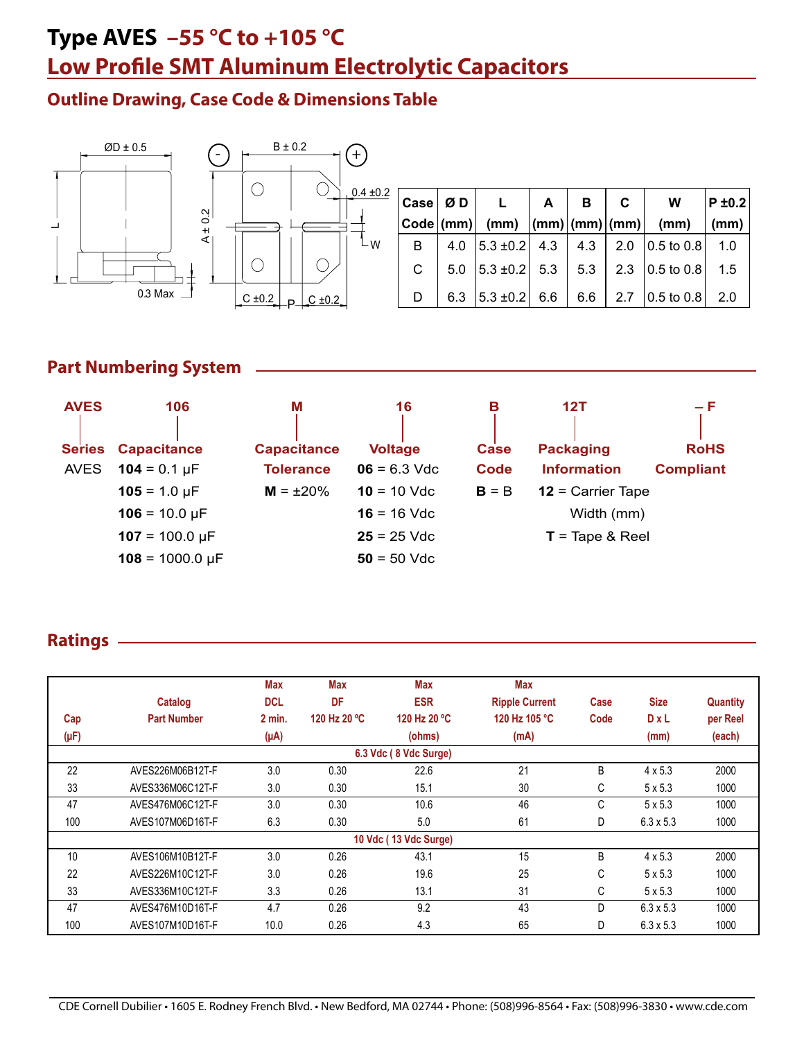# Type AVES –55 °C to +105 °C

## Low Profile SMT Aluminum Electrolytic Capacitors

### Outline Drawing, Case Code & Dimensions Table

ØD ± 0.5 — L — 0.3 Max — A ± 0.2 — B ± 0.2 — 0.4 ±0.2 — W — C ±0.2 — P — C ±0.2 — (-) (+)

| Case Code | Ø D (mm) | L (mm) | A (mm) | B (mm) | C (mm) | W (mm) | P ±0.2 (mm) |
|---|---|---|---|---|---|---|---|
| B | 4.0 | 5.3 ±0.2 | 4.3 | 4.3 | 2.0 | 0.5 to 0.8 | 1.0 |
| C | 5.0 | 5.3 ±0.2 | 5.3 | 5.3 | 2.3 | 0.5 to 0.8 | 1.5 |
| D | 6.3 | 5.3 ±0.2 | 6.6 | 6.6 | 2.7 | 0.5 to 0.8 | 2.0 |

### Part Numbering System

**AVES 106 M 16 B 12T – F**

- **AVES** — Series: AVES
- **106** — Capacitance: **104** = 0.1 µF, **105** = 1.0 µF, **106** = 10.0 µF, **107** = 100.0 µF, **108** = 1000.0 µF
- **M** — Capacitance Tolerance: **M** = ±20%
- **16** — Voltage: **06** = 6.3 Vdc, **10** = 10 Vdc, **16** = 16 Vdc, **25** = 25 Vdc, **50** = 50 Vdc
- **B** — Case Code: **B** = B
- **12T** — Packaging Information: **12** = Carrier Tape Width (mm), **T** = Tape & Reel
- **– F** — RoHS Compliant

### Ratings

| Cap (µF) | Catalog Part Number | Max DCL 2 min. (µA) | Max DF 120 Hz 20 °C | Max ESR 120 Hz 20 °C (ohms) | Max Ripple Current 120 Hz 105 °C (mA) | Case Code | Size D x L (mm) | Quantity per Reel (each) |
|---|---|---|---|---|---|---|---|---|
| | | | | **6.3 Vdc ( 8 Vdc Surge)** | | | | |
| 22 | AVES226M06B12T-F | 3.0 | 0.30 | 22.6 | 21 | B | 4 x 5.3 | 2000 |
| 33 | AVES336M06C12T-F | 3.0 | 0.30 | 15.1 | 30 | C | 5 x 5.3 | 1000 |
| 47 | AVES476M06C12T-F | 3.0 | 0.30 | 10.6 | 46 | C | 5 x 5.3 | 1000 |
| 100 | AVES107M06D16T-F | 6.3 | 0.30 | 5.0 | 61 | D | 6.3 x 5.3 | 1000 |
| | | | | **10 Vdc ( 13 Vdc Surge)** | | | | |
| 10 | AVES106M10B12T-F | 3.0 | 0.26 | 43.1 | 15 | B | 4 x 5.3 | 2000 |
| 22 | AVES226M10C12T-F | 3.0 | 0.26 | 19.6 | 25 | C | 5 x 5.3 | 1000 |
| 33 | AVES336M10C12T-F | 3.3 | 0.26 | 13.1 | 31 | C | 5 x 5.3 | 1000 |
| 47 | AVES476M10D16T-F | 4.7 | 0.26 | 9.2 | 43 | D | 6.3 x 5.3 | 1000 |
| 100 | AVES107M10D16T-F | 10.0 | 0.26 | 4.3 | 65 | D | 6.3 x 5.3 | 1000 |

CDE Cornell Dubilier • 1605 E. Rodney French Blvd. • New Bedford, MA 02744 • Phone: (508)996-8564 • Fax: (508)996-3830 • www.cde.com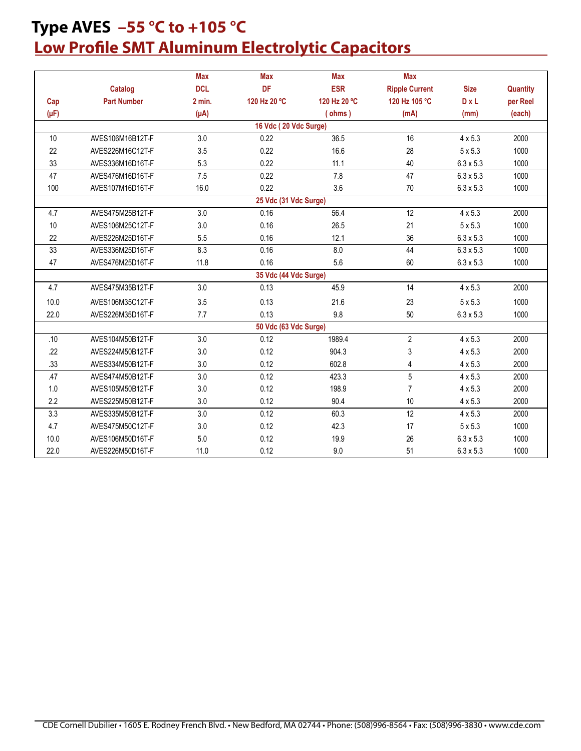# Type AVES –55 °C to +105 °C

## Low Profile SMT Aluminum Electrolytic Capacitors

| Cap (µF) | Catalog Part Number | Max DCL 2 min. (µA) | Max DF 120 Hz 20 ºC | Max ESR 120 Hz 20 ºC ( ohms ) | Max Ripple Current 120 Hz 105 °C (mA) | Size D x L (mm) | Quantity per Reel (each) |
|---|---|---|---|---|---|---|---|
| | | | 16 Vdc ( 20 Vdc Surge) | | | | |
| 10 | AVES106M16B12T-F | 3.0 | 0.22 | 36.5 | 16 | 4 x 5.3 | 2000 |
| 22 | AVES226M16C12T-F | 3.5 | 0.22 | 16.6 | 28 | 5 x 5.3 | 1000 |
| 33 | AVES336M16D16T-F | 5.3 | 0.22 | 11.1 | 40 | 6.3 x 5.3 | 1000 |
| 47 | AVES476M16D16T-F | 7.5 | 0.22 | 7.8 | 47 | 6.3 x 5.3 | 1000 |
| 100 | AVES107M16D16T-F | 16.0 | 0.22 | 3.6 | 70 | 6.3 x 5.3 | 1000 |
| | | | 25 Vdc (31 Vdc Surge) | | | | |
| 4.7 | AVES475M25B12T-F | 3.0 | 0.16 | 56.4 | 12 | 4 x 5.3 | 2000 |
| 10 | AVES106M25C12T-F | 3.0 | 0.16 | 26.5 | 21 | 5 x 5.3 | 1000 |
| 22 | AVES226M25D16T-F | 5.5 | 0.16 | 12.1 | 36 | 6.3 x 5.3 | 1000 |
| 33 | AVES336M25D16T-F | 8.3 | 0.16 | 8.0 | 44 | 6.3 x 5.3 | 1000 |
| 47 | AVES476M25D16T-F | 11.8 | 0.16 | 5.6 | 60 | 6.3 x 5.3 | 1000 |
| | | | 35 Vdc (44 Vdc Surge) | | | | |
| 4.7 | AVES475M35B12T-F | 3.0 | 0.13 | 45.9 | 14 | 4 x 5.3 | 2000 |
| 10.0 | AVES106M35C12T-F | 3.5 | 0.13 | 21.6 | 23 | 5 x 5.3 | 1000 |
| 22.0 | AVES226M35D16T-F | 7.7 | 0.13 | 9.8 | 50 | 6.3 x 5.3 | 1000 |
| | | | 50 Vdc (63 Vdc Surge) | | | | |
| .10 | AVES104M50B12T-F | 3.0 | 0.12 | 1989.4 | 2 | 4 x 5.3 | 2000 |
| .22 | AVES224M50B12T-F | 3.0 | 0.12 | 904.3 | 3 | 4 x 5.3 | 2000 |
| .33 | AVES334M50B12T-F | 3.0 | 0.12 | 602.8 | 4 | 4 x 5.3 | 2000 |
| .47 | AVES474M50B12T-F | 3.0 | 0.12 | 423.3 | 5 | 4 x 5.3 | 2000 |
| 1.0 | AVES105M50B12T-F | 3.0 | 0.12 | 198.9 | 7 | 4 x 5.3 | 2000 |
| 2.2 | AVES225M50B12T-F | 3.0 | 0.12 | 90.4 | 10 | 4 x 5.3 | 2000 |
| 3.3 | AVES335M50B12T-F | 3.0 | 0.12 | 60.3 | 12 | 4 x 5.3 | 2000 |
| 4.7 | AVES475M50C12T-F | 3.0 | 0.12 | 42.3 | 17 | 5 x 5.3 | 1000 |
| 10.0 | AVES106M50D16T-F | 5.0 | 0.12 | 19.9 | 26 | 6.3 x 5.3 | 1000 |
| 22.0 | AVES226M50D16T-F | 11.0 | 0.12 | 9.0 | 51 | 6.3 x 5.3 | 1000 |

CDE Cornell Dubilier • 1605 E. Rodney French Blvd. • New Bedford, MA 02744 • Phone: (508)996-8564 • Fax: (508)996-3830 • www.cde.com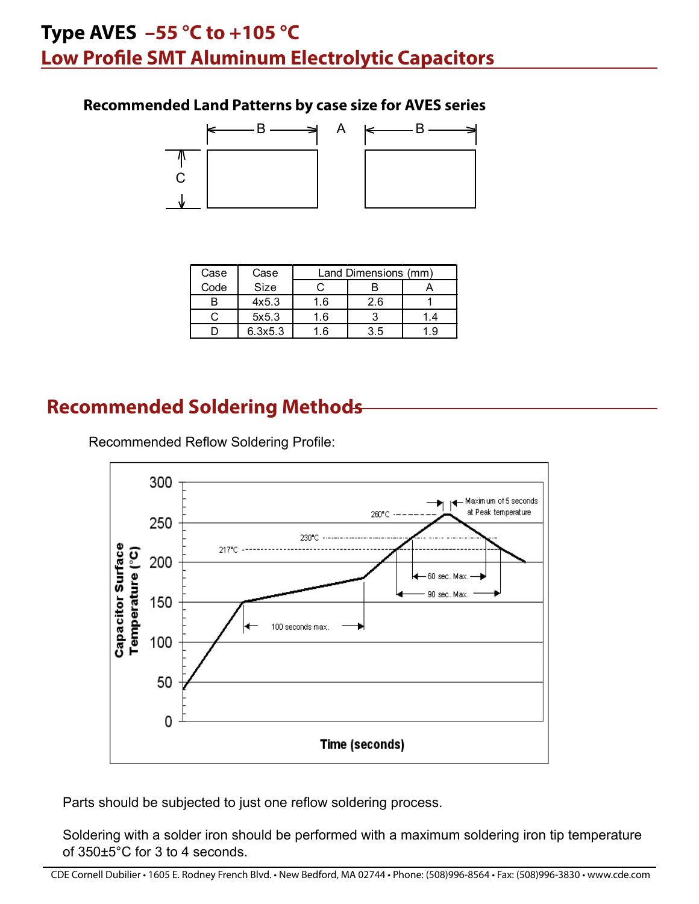# Type AVES –55 °C to +105 °C
## Low Profile SMT Aluminum Electrolytic Capacitors

### Recommended Land Patterns by case size for AVES series

| Case Code | Case Size | Land Dimensions (mm) | | |
|---|---|---|---|---|
| | | C | B | A |
| B | 4x5.3 | 1.6 | 2.6 | 1 |
| C | 5x5.3 | 1.6 | 3 | 1.4 |
| D | 6.3x5.3 | 1.6 | 3.5 | 1.9 |

## Recommended Soldering Methods

Recommended Reflow Soldering Profile:

Parts should be subjected to just one reflow soldering process.

Soldering with a solder iron should be performed with a maximum soldering iron tip temperature of 350±5°C for 3 to 4 seconds.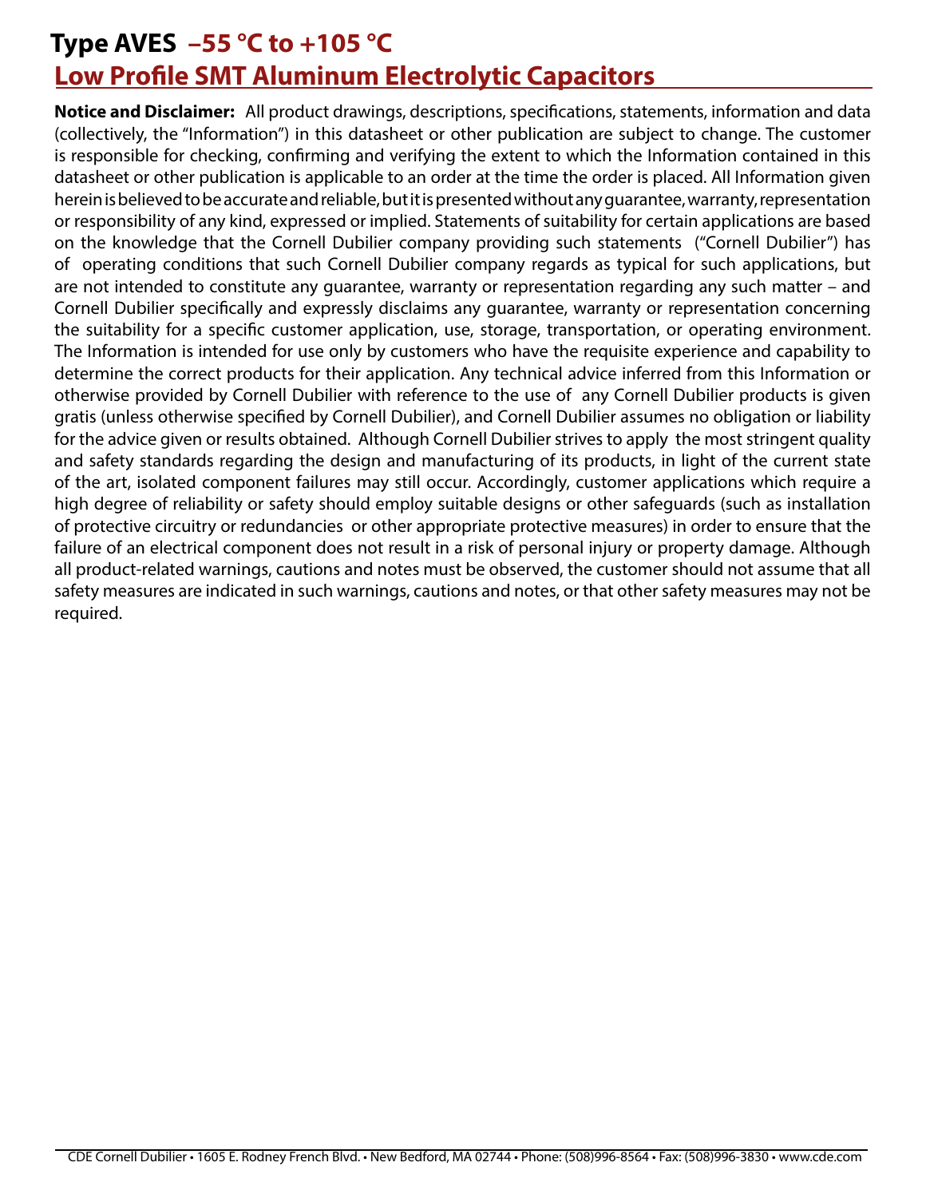# Type AVES –55 °C to +105 °C

## Low Profile SMT Aluminum Electrolytic Capacitors

**Notice and Disclaimer:** All product drawings, descriptions, specifications, statements, information and data (collectively, the "Information") in this datasheet or other publication are subject to change. The customer is responsible for checking, confirming and verifying the extent to which the Information contained in this datasheet or other publication is applicable to an order at the time the order is placed. All Information given herein is believed to be accurate and reliable, but it is presented without any guarantee, warranty, representation or responsibility of any kind, expressed or implied. Statements of suitability for certain applications are based on the knowledge that the Cornell Dubilier company providing such statements ("Cornell Dubilier") has of operating conditions that such Cornell Dubilier company regards as typical for such applications, but are not intended to constitute any guarantee, warranty or representation regarding any such matter – and Cornell Dubilier specifically and expressly disclaims any guarantee, warranty or representation concerning the suitability for a specific customer application, use, storage, transportation, or operating environment. The Information is intended for use only by customers who have the requisite experience and capability to determine the correct products for their application. Any technical advice inferred from this Information or otherwise provided by Cornell Dubilier with reference to the use of any Cornell Dubilier products is given gratis (unless otherwise specified by Cornell Dubilier), and Cornell Dubilier assumes no obligation or liability for the advice given or results obtained. Although Cornell Dubilier strives to apply the most stringent quality and safety standards regarding the design and manufacturing of its products, in light of the current state of the art, isolated component failures may still occur. Accordingly, customer applications which require a high degree of reliability or safety should employ suitable designs or other safeguards (such as installation of protective circuitry or redundancies or other appropriate protective measures) in order to ensure that the failure of an electrical component does not result in a risk of personal injury or property damage. Although all product-related warnings, cautions and notes must be observed, the customer should not assume that all safety measures are indicated in such warnings, cautions and notes, or that other safety measures may not be required.